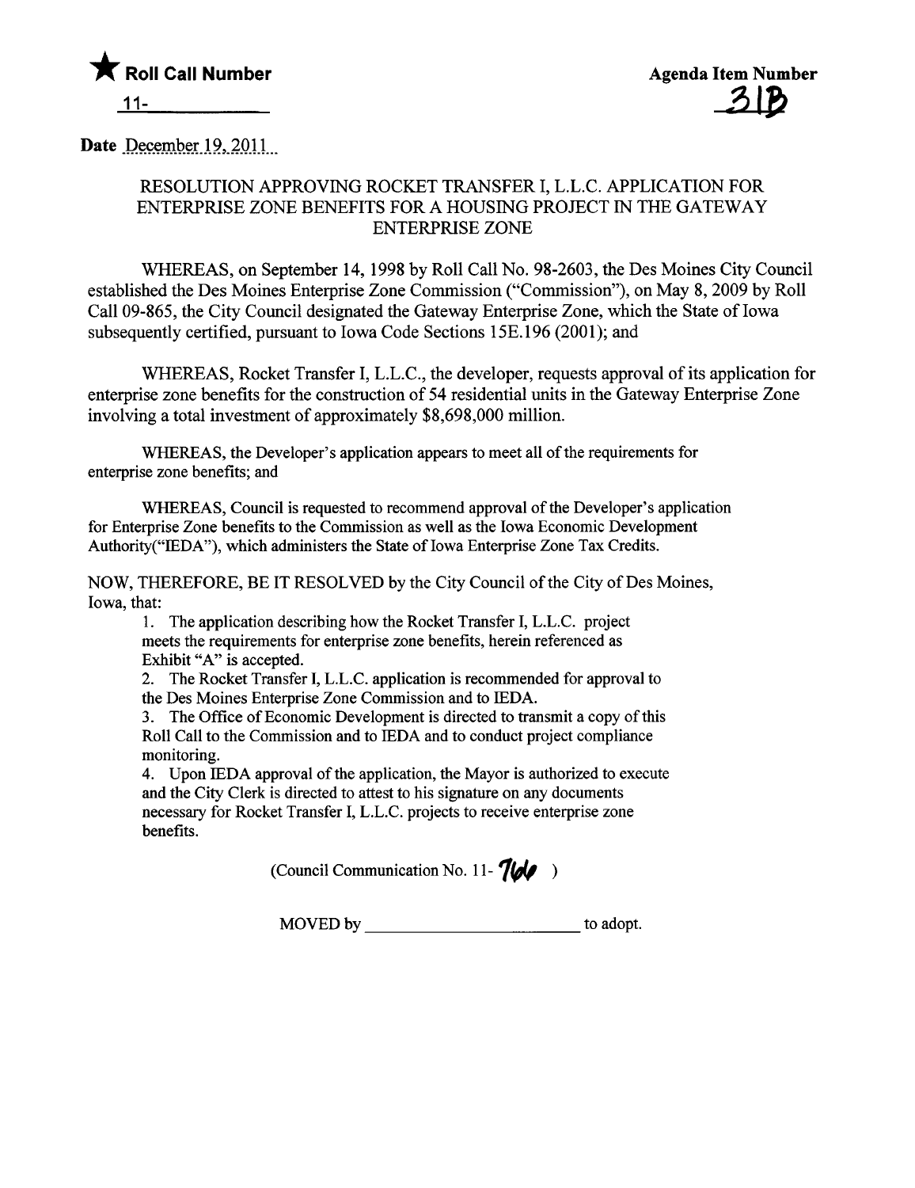★ **Roll Call Number**

11-\_\_\_\_\_\_\_\_\_\_\_

**Agenda Item Number**

31B

**Date** December 19, 2011

RESOLUTION APPROVING ROCKET TRANSFER I, L.L.C. APPLICATION FOR ENTERPRISE ZONE BENEFITS FOR A HOUSING PROJECT IN THE GATEWAY ENTERPRISE ZONE

WHEREAS, on September 14, 1998 by Roll Call No. 98-2603, the Des Moines City Council established the Des Moines Enterprise Zone Commission ("Commission"), on May 8, 2009 by Roll Call 09-865, the City Council designated the Gateway Enterprise Zone, which the State of Iowa subsequently certified, pursuant to Iowa Code Sections 15E.196 (2001); and

WHEREAS, Rocket Transfer I, L.L.C., the developer, requests approval of its application for enterprise zone benefits for the construction of 54 residential units in the Gateway Enterprise Zone involving a total investment of approximately $8,698,000 million.

WHEREAS, the Developer's application appears to meet all of the requirements for enterprise zone benefits; and

WHEREAS, Council is requested to recommend approval of the Developer's application for Enterprise Zone benefits to the Commission as well as the Iowa Economic Development Authority("IEDA"), which administers the State of Iowa Enterprise Zone Tax Credits.

NOW, THEREFORE, BE IT RESOLVED by the City Council of the City of Des Moines, Iowa, that:

1. The application describing how the Rocket Transfer I, L.L.C. project meets the requirements for enterprise zone benefits, herein referenced as Exhibit "A" is accepted.
2. The Rocket Transfer I, L.L.C. application is recommended for approval to the Des Moines Enterprise Zone Commission and to IEDA.
3. The Office of Economic Development is directed to transmit a copy of this Roll Call to the Commission and to IEDA and to conduct project compliance monitoring.
4. Upon IEDA approval of the application, the Mayor is authorized to execute and the City Clerk is directed to attest to his signature on any documents necessary for Rocket Transfer I, L.L.C. projects to receive enterprise zone benefits.

(Council Communication No. 11- 766 )

MOVED by \_\_\_\_\_\_\_\_\_\_\_\_\_\_\_\_\_\_\_\_\_\_\_\_\_ to adopt.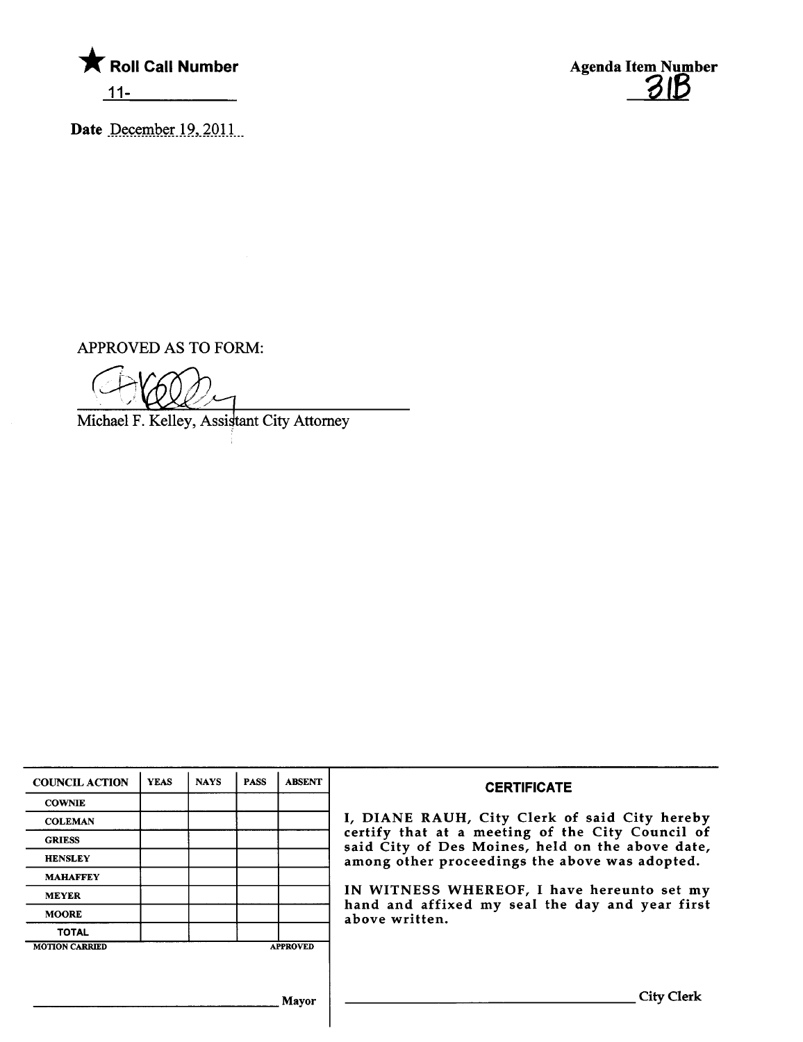★ **Roll Call Number**

11-

**Agenda Item Number**

31B

**Date** December 19, 2011

APPROVED AS TO FORM:

Michael F. Kelley, Assistant City Attorney

| COUNCIL ACTION | YEAS | NAYS | PASS | ABSENT |
|---|---|---|---|---|
| COWNIE | | | | |
| COLEMAN | | | | |
| GRIESS | | | | |
| HENSLEY | | | | |
| MAHAFFEY | | | | |
| MEYER | | | | |
| MOORE | | | | |
| TOTAL | | | | |

MOTION CARRIED APPROVED

_________________________ Mayor

**CERTIFICATE**

I, DIANE RAUH, City Clerk of said City hereby certify that at a meeting of the City Council of said City of Des Moines, held on the above date, among other proceedings the above was adopted.

IN WITNESS WHEREOF, I have hereunto set my hand and affixed my seal the day and year first above written.

_________________________ City Clerk